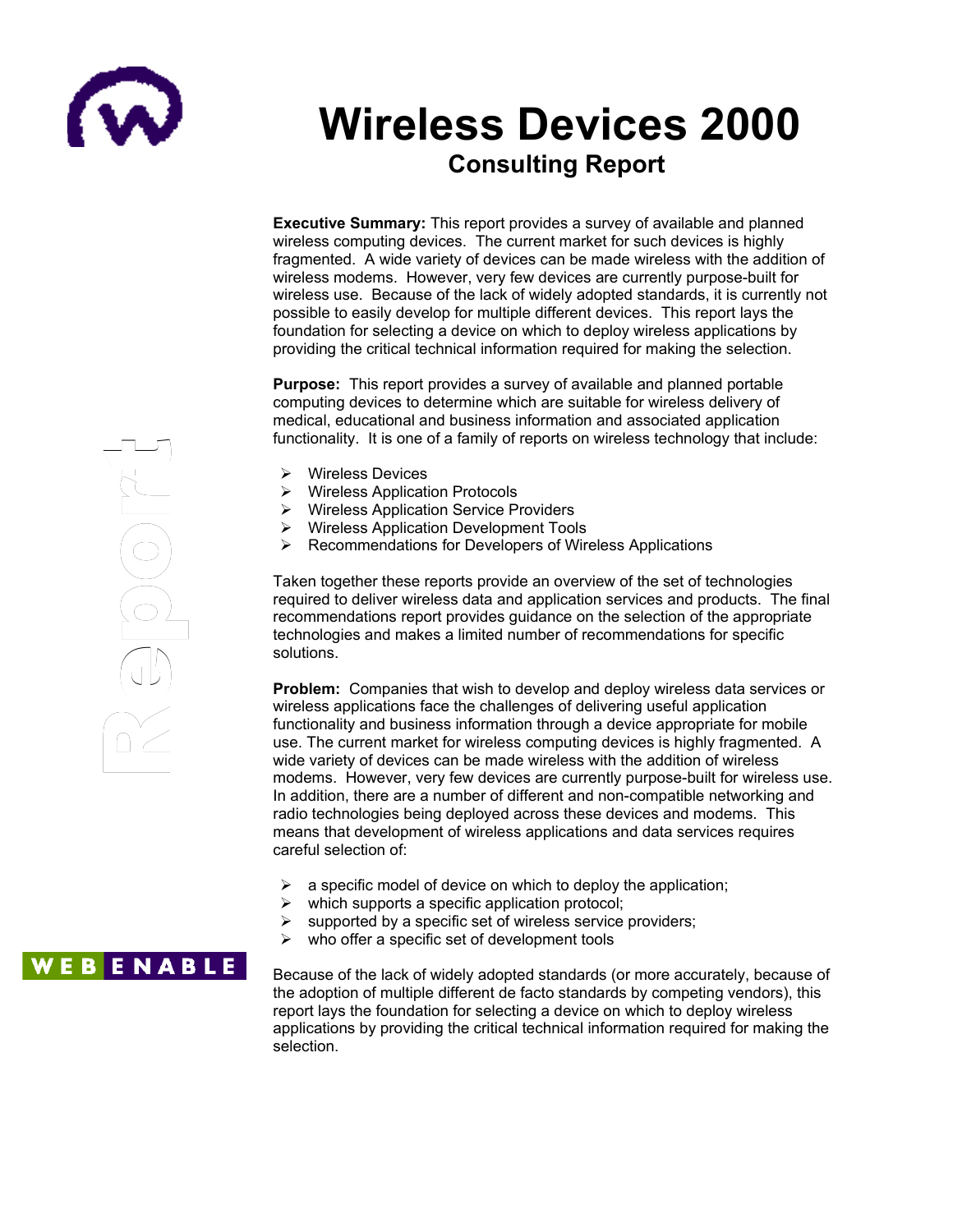# Wireless Devices 2000

## Consulting Report

**Executive Summary:** This report provides a survey of available and planned wireless computing devices. The current market for such devices is highly fragmented. A wide variety of devices can be made wireless with the addition of wireless modems. However, very few devices are currently purpose-built for wireless use. Because of the lack of widely adopted standards, it is currently not possible to easily develop for multiple different devices. This report lays the foundation for selecting a device on which to deploy wireless applications by providing the critical technical information required for making the selection.

**Purpose:** This report provides a survey of available and planned portable computing devices to determine which are suitable for wireless delivery of medical, educational and business information and associated application functionality. It is one of a family of reports on wireless technology that include:

- Wireless Devices
- Wireless Application Protocols
- Wireless Application Service Providers
- Wireless Application Development Tools
- Recommendations for Developers of Wireless Applications

Taken together these reports provide an overview of the set of technologies required to deliver wireless data and application services and products. The final recommendations report provides guidance on the selection of the appropriate technologies and makes a limited number of recommendations for specific solutions.

**Problem:** Companies that wish to develop and deploy wireless data services or wireless applications face the challenges of delivering useful application functionality and business information through a device appropriate for mobile use. The current market for wireless computing devices is highly fragmented. A wide variety of devices can be made wireless with the addition of wireless modems. However, very few devices are currently purpose-built for wireless use. In addition, there are a number of different and non-compatible networking and radio technologies being deployed across these devices and modems. This means that development of wireless applications and data services requires careful selection of:

- a specific model of device on which to deploy the application;
- which supports a specific application protocol;
- supported by a specific set of wireless service providers;
- who offer a specific set of development tools

Because of the lack of widely adopted standards (or more accurately, because of the adoption of multiple different de facto standards by competing vendors), this report lays the foundation for selecting a device on which to deploy wireless applications by providing the critical technical information required for making the selection.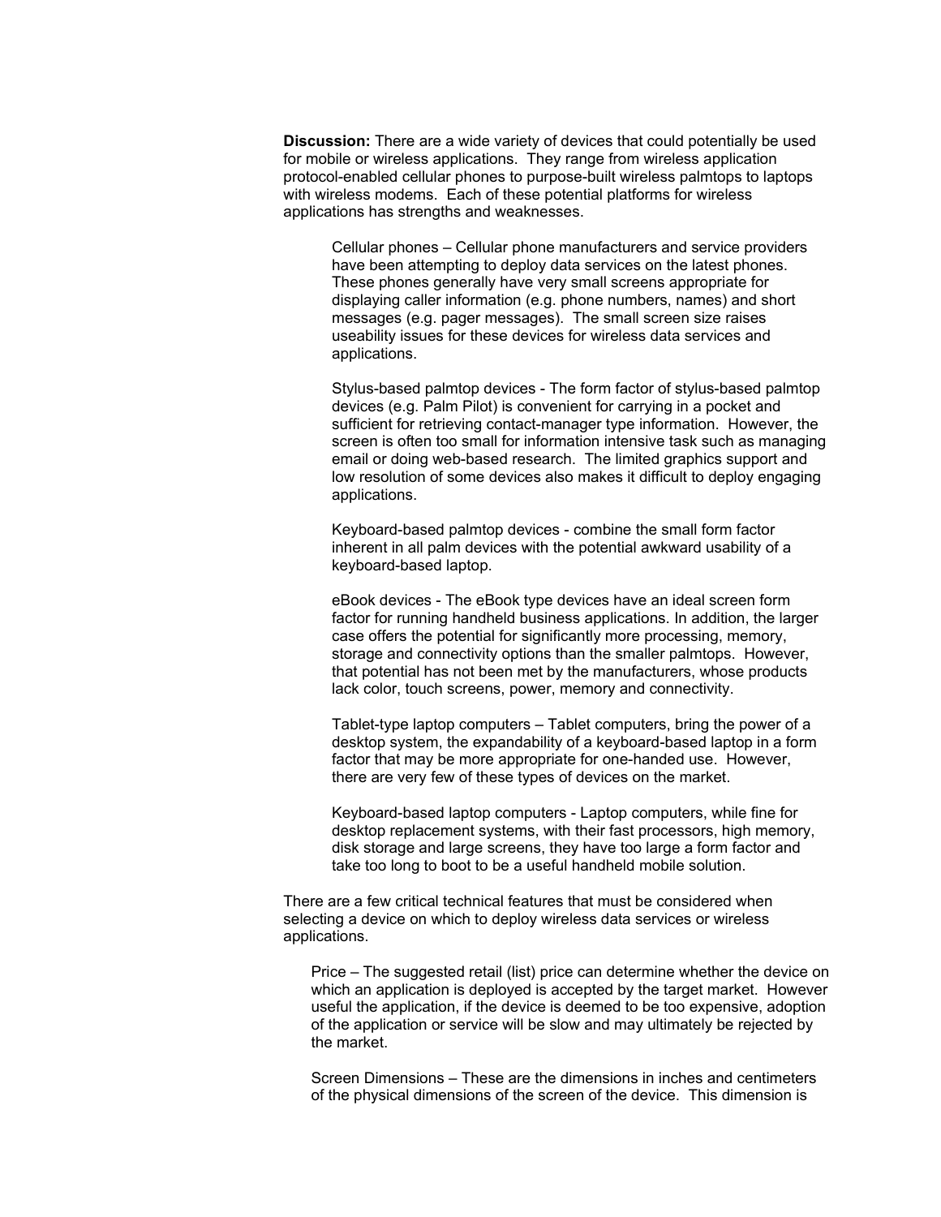**Discussion:** There are a wide variety of devices that could potentially be used for mobile or wireless applications. They range from wireless application protocol-enabled cellular phones to purpose-built wireless palmtops to laptops with wireless modems. Each of these potential platforms for wireless applications has strengths and weaknesses.

> Cellular phones – Cellular phone manufacturers and service providers have been attempting to deploy data services on the latest phones. These phones generally have very small screens appropriate for displaying caller information (e.g. phone numbers, names) and short messages (e.g. pager messages). The small screen size raises useability issues for these devices for wireless data services and applications.
>
> Stylus-based palmtop devices - The form factor of stylus-based palmtop devices (e.g. Palm Pilot) is convenient for carrying in a pocket and sufficient for retrieving contact-manager type information. However, the screen is often too small for information intensive task such as managing email or doing web-based research. The limited graphics support and low resolution of some devices also makes it difficult to deploy engaging applications.
>
> Keyboard-based palmtop devices - combine the small form factor inherent in all palm devices with the potential awkward usability of a keyboard-based laptop.
>
> eBook devices - The eBook type devices have an ideal screen form factor for running handheld business applications. In addition, the larger case offers the potential for significantly more processing, memory, storage and connectivity options than the smaller palmtops. However, that potential has not been met by the manufacturers, whose products lack color, touch screens, power, memory and connectivity.
>
> Tablet-type laptop computers – Tablet computers, bring the power of a desktop system, the expandability of a keyboard-based laptop in a form factor that may be more appropriate for one-handed use. However, there are very few of these types of devices on the market.
>
> Keyboard-based laptop computers - Laptop computers, while fine for desktop replacement systems, with their fast processors, high memory, disk storage and large screens, they have too large a form factor and take too long to boot to be a useful handheld mobile solution.

There are a few critical technical features that must be considered when selecting a device on which to deploy wireless data services or wireless applications.

> Price – The suggested retail (list) price can determine whether the device on which an application is deployed is accepted by the target market. However useful the application, if the device is deemed to be too expensive, adoption of the application or service will be slow and may ultimately be rejected by the market.
>
> Screen Dimensions – These are the dimensions in inches and centimeters of the physical dimensions of the screen of the device. This dimension is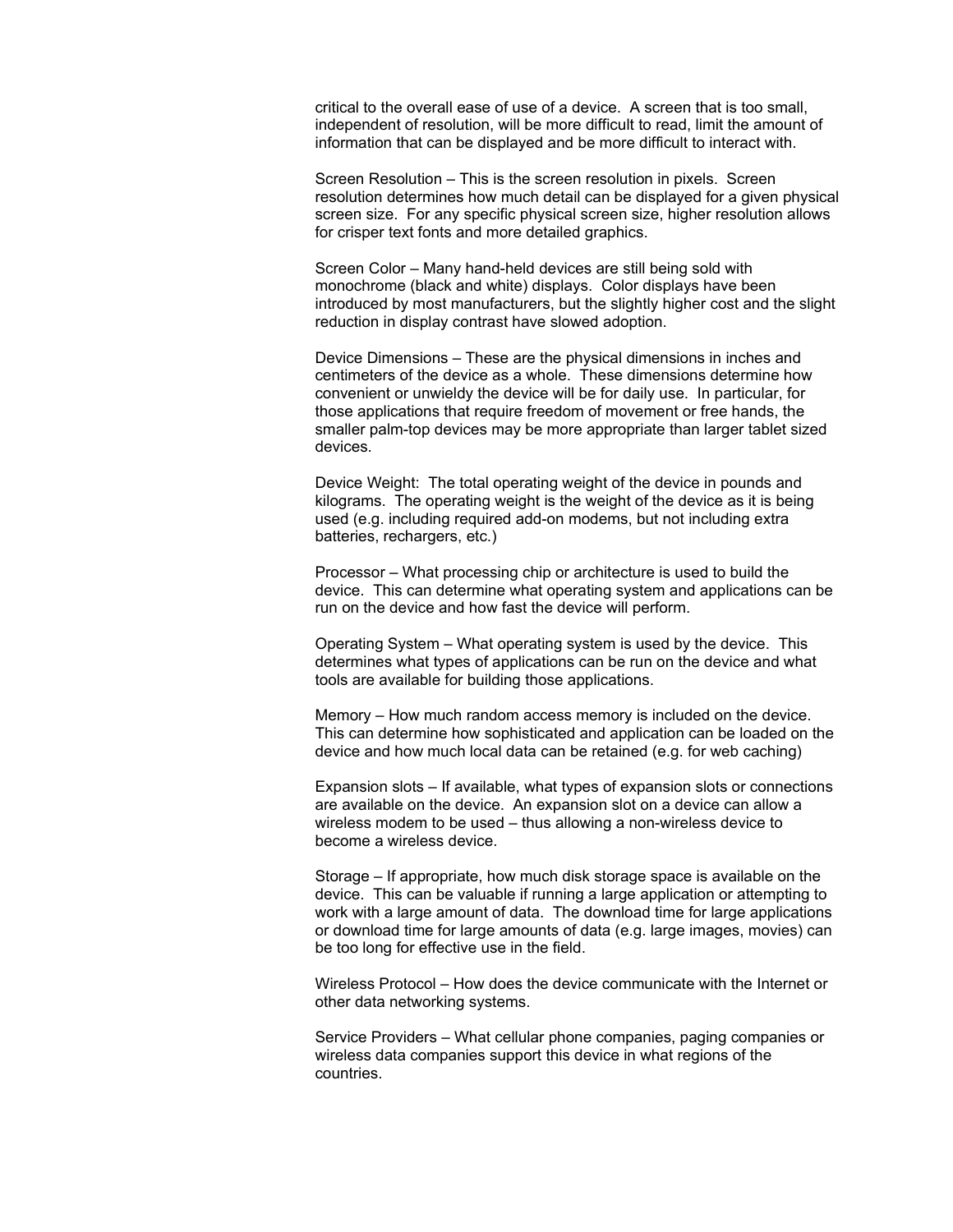critical to the overall ease of use of a device. A screen that is too small, independent of resolution, will be more difficult to read, limit the amount of information that can be displayed and be more difficult to interact with.

Screen Resolution – This is the screen resolution in pixels. Screen resolution determines how much detail can be displayed for a given physical screen size. For any specific physical screen size, higher resolution allows for crisper text fonts and more detailed graphics.

Screen Color – Many hand-held devices are still being sold with monochrome (black and white) displays. Color displays have been introduced by most manufacturers, but the slightly higher cost and the slight reduction in display contrast have slowed adoption.

Device Dimensions – These are the physical dimensions in inches and centimeters of the device as a whole. These dimensions determine how convenient or unwieldy the device will be for daily use. In particular, for those applications that require freedom of movement or free hands, the smaller palm-top devices may be more appropriate than larger tablet sized devices.

Device Weight: The total operating weight of the device in pounds and kilograms. The operating weight is the weight of the device as it is being used (e.g. including required add-on modems, but not including extra batteries, rechargers, etc.)

Processor – What processing chip or architecture is used to build the device. This can determine what operating system and applications can be run on the device and how fast the device will perform.

Operating System – What operating system is used by the device. This determines what types of applications can be run on the device and what tools are available for building those applications.

Memory – How much random access memory is included on the device. This can determine how sophisticated and application can be loaded on the device and how much local data can be retained (e.g. for web caching)

Expansion slots – If available, what types of expansion slots or connections are available on the device. An expansion slot on a device can allow a wireless modem to be used – thus allowing a non-wireless device to become a wireless device.

Storage – If appropriate, how much disk storage space is available on the device. This can be valuable if running a large application or attempting to work with a large amount of data. The download time for large applications or download time for large amounts of data (e.g. large images, movies) can be too long for effective use in the field.

Wireless Protocol – How does the device communicate with the Internet or other data networking systems.

Service Providers – What cellular phone companies, paging companies or wireless data companies support this device in what regions of the countries.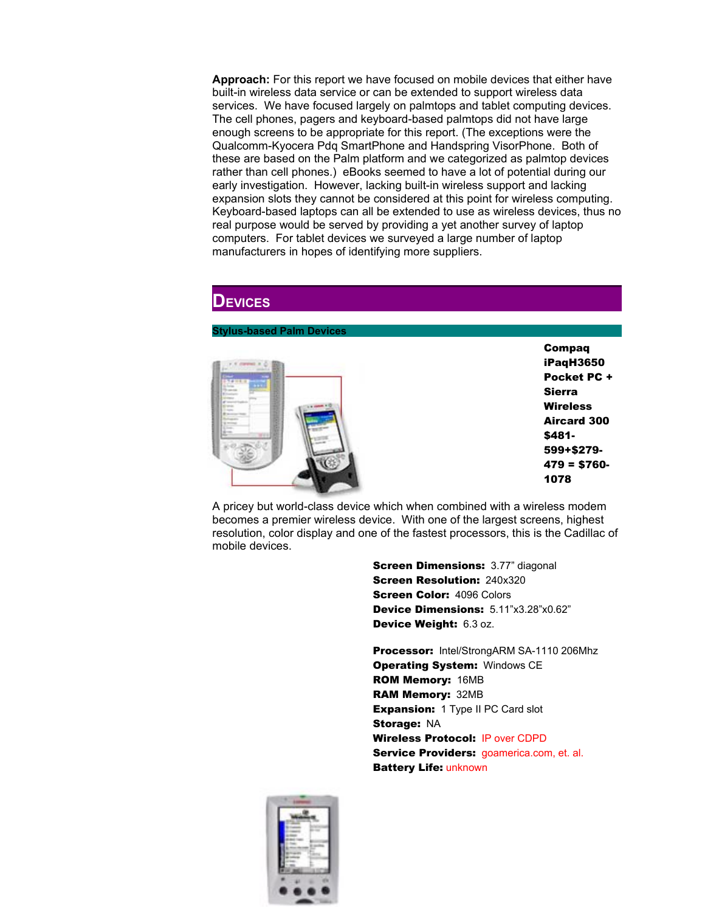**Approach:** For this report we have focused on mobile devices that either have built-in wireless data service or can be extended to support wireless data services. We have focused largely on palmtops and tablet computing devices. The cell phones, pagers and keyboard-based palmtops did not have large enough screens to be appropriate for this report. (The exceptions were the Qualcomm-Kyocera Pdq SmartPhone and Handspring VisorPhone. Both of these are based on the Palm platform and we categorized as palmtop devices rather than cell phones.) eBooks seemed to have a lot of potential during our early investigation. However, lacking built-in wireless support and lacking expansion slots they cannot be considered at this point for wireless computing. Keyboard-based laptops can all be extended to use as wireless devices, thus no real purpose would be served by providing a yet another survey of laptop computers. For tablet devices we surveyed a large number of laptop manufacturers in hopes of identifying more suppliers.

# Devices

## Stylus-based Palm Devices

**Compaq iPaqH3650 Pocket PC + Sierra Wireless Aircard 300 $481-599+$279-479 = $760-1078**

A pricey but world-class device which when combined with a wireless modem becomes a premier wireless device. With one of the largest screens, highest resolution, color display and one of the fastest processors, this is the Cadillac of mobile devices.

**Screen Dimensions:** 3.77" diagonal
**Screen Resolution:** 240x320
**Screen Color:** 4096 Colors
**Device Dimensions:** 5.11"x3.28"x0.62"
**Device Weight:** 6.3 oz.

**Processor:** Intel/StrongARM SA-1110 206Mhz
**Operating System:** Windows CE
**ROM Memory:** 16MB
**RAM Memory:** 32MB
**Expansion:** 1 Type II PC Card slot
**Storage:** NA
**Wireless Protocol:** IP over CDPD
**Service Providers:** goamerica.com, et. al.
**Battery Life:** unknown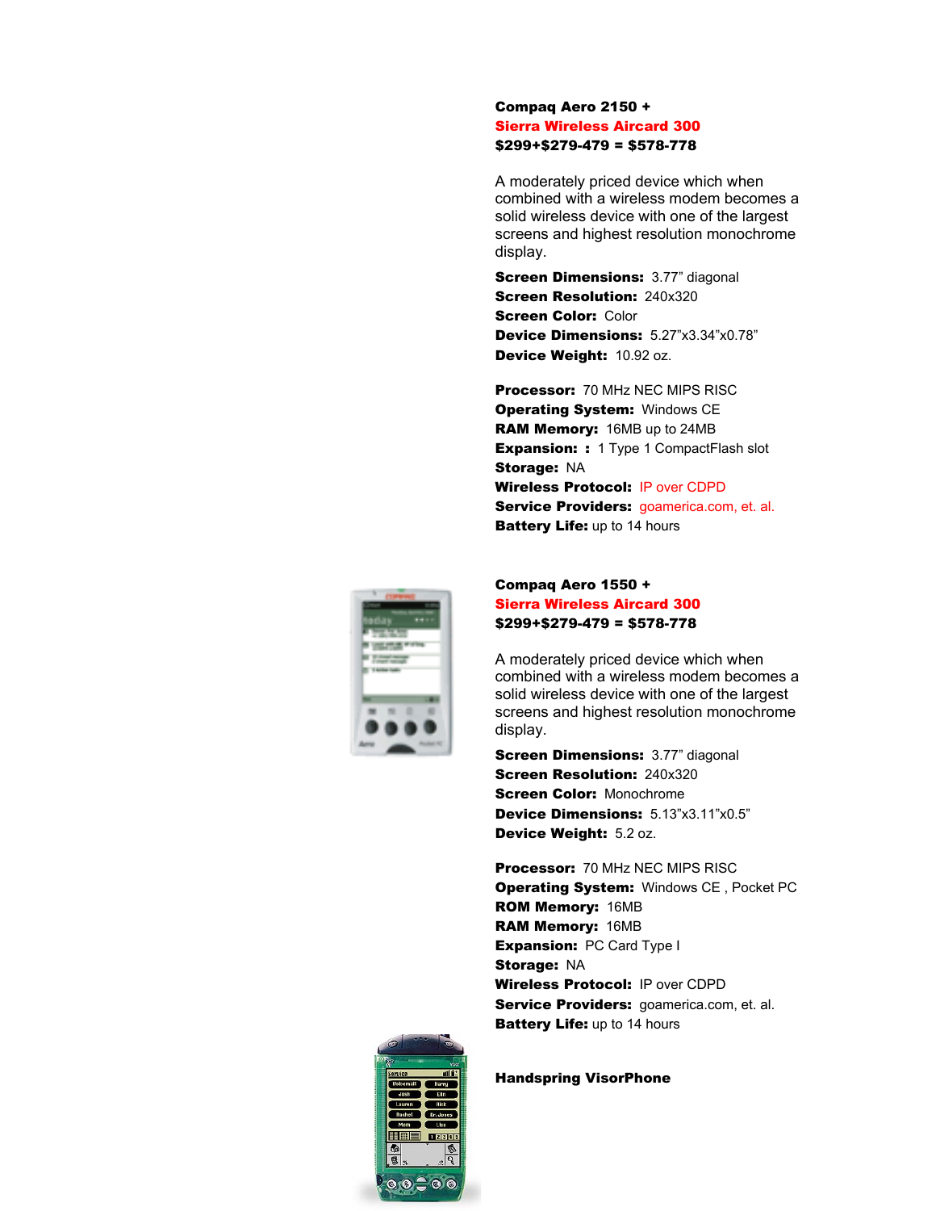**Compaq Aero 2150 +**
**Sierra Wireless Aircard 300**
**$299+$279-479 = $578-778**

A moderately priced device which when combined with a wireless modem becomes a solid wireless device with one of the largest screens and highest resolution monochrome display.

**Screen Dimensions:** 3.77" diagonal
**Screen Resolution:** 240x320
**Screen Color:** Color
**Device Dimensions:** 5.27"x3.34"x0.78"
**Device Weight:** 10.92 oz.

**Processor:** 70 MHz NEC MIPS RISC
**Operating System:** Windows CE
**RAM Memory:** 16MB up to 24MB
**Expansion: :** 1 Type 1 CompactFlash slot
**Storage:** NA
**Wireless Protocol:** IP over CDPD
**Service Providers:** goamerica.com, et. al.
**Battery Life:** up to 14 hours

**Compaq Aero 1550 +**
**Sierra Wireless Aircard 300**
**$299+$279-479 = $578-778**

A moderately priced device which when combined with a wireless modem becomes a solid wireless device with one of the largest screens and highest resolution monochrome display.

**Screen Dimensions:** 3.77" diagonal
**Screen Resolution:** 240x320
**Screen Color:** Monochrome
**Device Dimensions:** 5.13"x3.11"x0.5"
**Device Weight:** 5.2 oz.

**Processor:** 70 MHz NEC MIPS RISC
**Operating System:** Windows CE , Pocket PC
**ROM Memory:** 16MB
**RAM Memory:** 16MB
**Expansion:** PC Card Type I
**Storage:** NA
**Wireless Protocol:** IP over CDPD
**Service Providers:** goamerica.com, et. al.
**Battery Life:** up to 14 hours

**Handspring VisorPhone**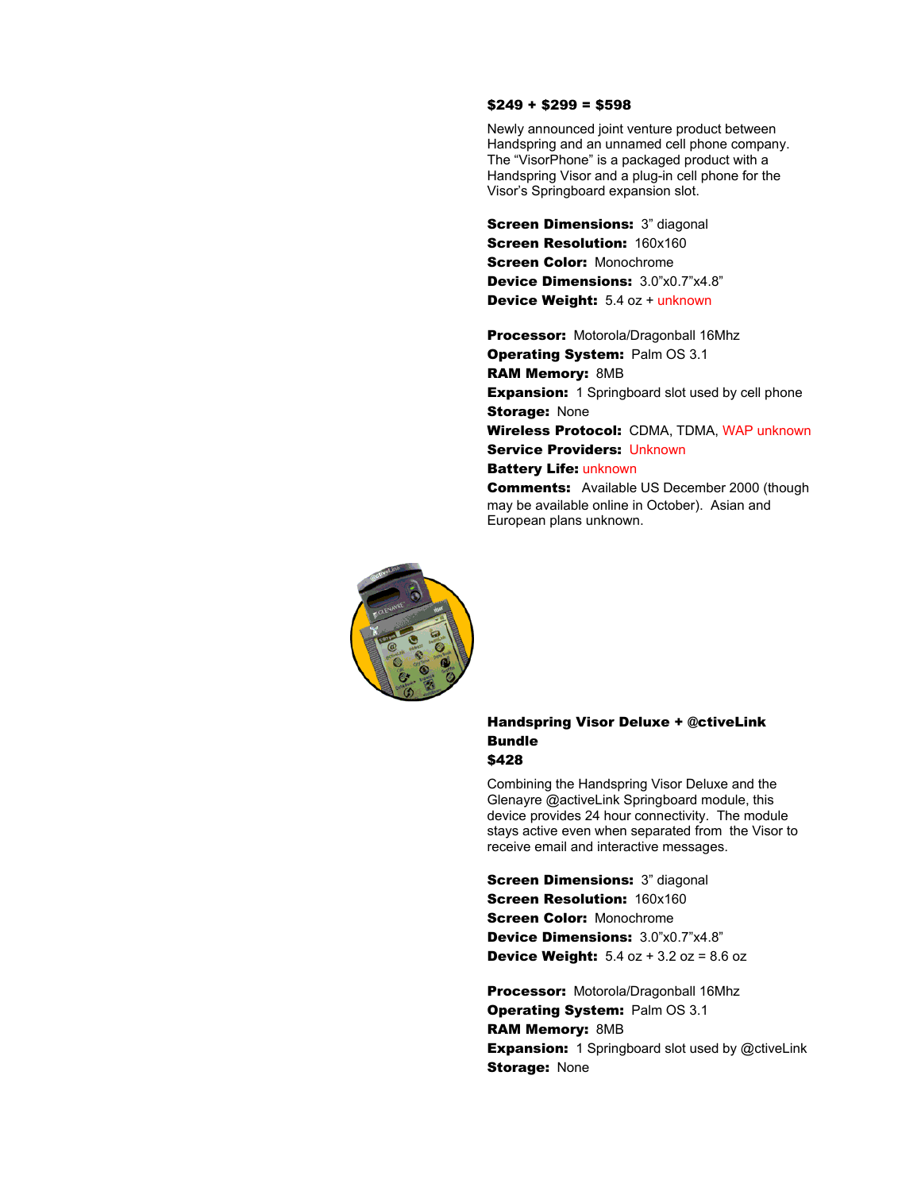**$249 + $299 = $598**

Newly announced joint venture product between Handspring and an unnamed cell phone company. The "VisorPhone" is a packaged product with a Handspring Visor and a plug-in cell phone for the Visor's Springboard expansion slot.

**Screen Dimensions:** 3" diagonal
**Screen Resolution:** 160x160
**Screen Color:** Monochrome
**Device Dimensions:** 3.0"x0.7"x4.8"
**Device Weight:** 5.4 oz + unknown

**Processor:** Motorola/Dragonball 16Mhz
**Operating System:** Palm OS 3.1
**RAM Memory:** 8MB
**Expansion:** 1 Springboard slot used by cell phone
**Storage:** None
**Wireless Protocol:** CDMA, TDMA, WAP unknown
**Service Providers:** Unknown
**Battery Life:** unknown
**Comments:** Available US December 2000 (though may be available online in October). Asian and European plans unknown.

**Handspring Visor Deluxe + @ctiveLink Bundle**
**$428**

Combining the Handspring Visor Deluxe and the Glenayre @activeLink Springboard module, this device provides 24 hour connectivity. The module stays active even when separated from the Visor to receive email and interactive messages.

**Screen Dimensions:** 3" diagonal
**Screen Resolution:** 160x160
**Screen Color:** Monochrome
**Device Dimensions:** 3.0"x0.7"x4.8"
**Device Weight:** 5.4 oz + 3.2 oz = 8.6 oz

**Processor:** Motorola/Dragonball 16Mhz
**Operating System:** Palm OS 3.1
**RAM Memory:** 8MB
**Expansion:** 1 Springboard slot used by @ctiveLink
**Storage:** None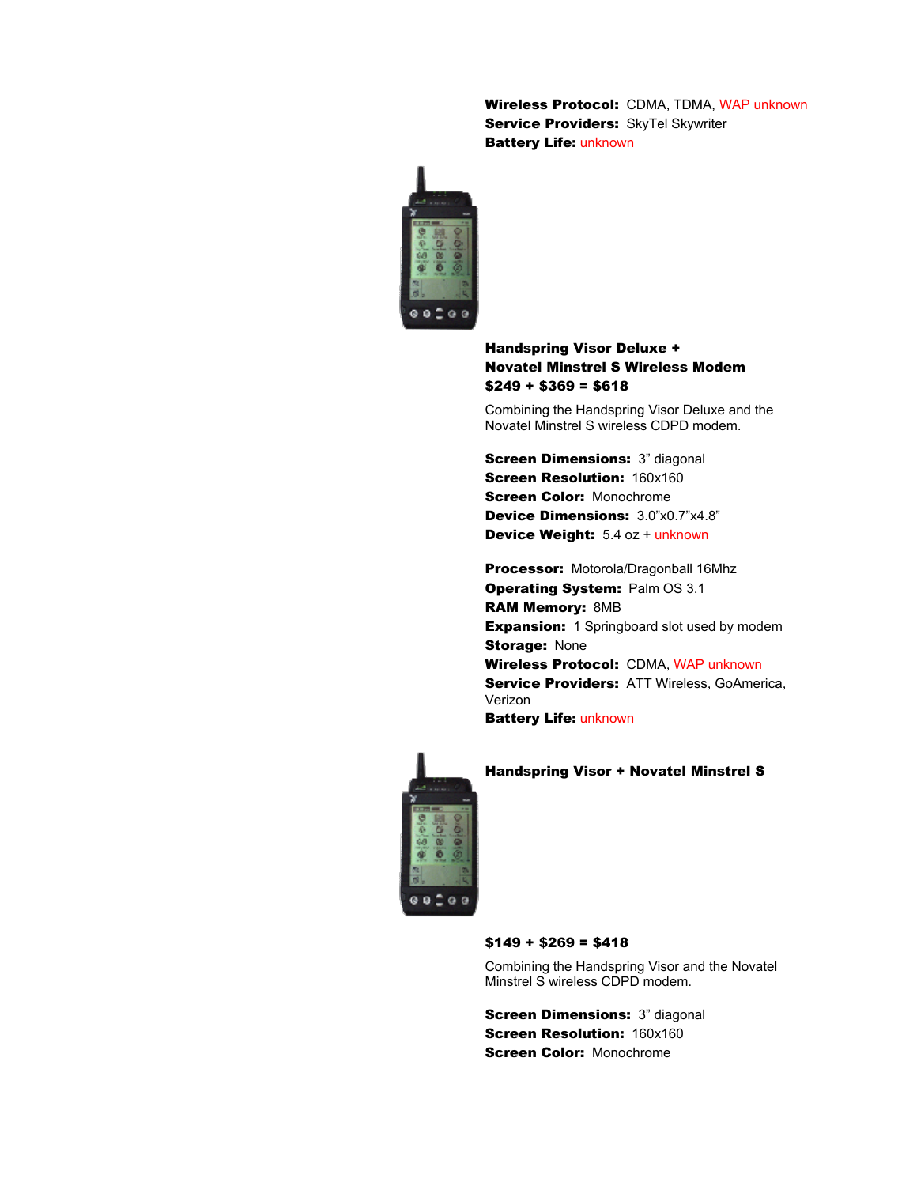**Wireless Protocol:** CDMA, TDMA, WAP unknown
**Service Providers:** SkyTel Skywriter
**Battery Life:** unknown

**Handspring Visor Deluxe + Novatel Minstrel S Wireless Modem**
**$249 + $369 = $618**

Combining the Handspring Visor Deluxe and the Novatel Minstrel S wireless CDPD modem.

**Screen Dimensions:** 3" diagonal
**Screen Resolution:** 160x160
**Screen Color:** Monochrome
**Device Dimensions:** 3.0"x0.7"x4.8"
**Device Weight:** 5.4 oz + unknown

**Processor:** Motorola/Dragonball 16Mhz
**Operating System:** Palm OS 3.1
**RAM Memory:** 8MB
**Expansion:** 1 Springboard slot used by modem
**Storage:** None
**Wireless Protocol:** CDMA, WAP unknown
**Service Providers:** ATT Wireless, GoAmerica, Verizon
**Battery Life:** unknown

**Handspring Visor + Novatel Minstrel S**

**$149 + $269 = $418**

Combining the Handspring Visor and the Novatel Minstrel S wireless CDPD modem.

**Screen Dimensions:** 3" diagonal
**Screen Resolution:** 160x160
**Screen Color:** Monochrome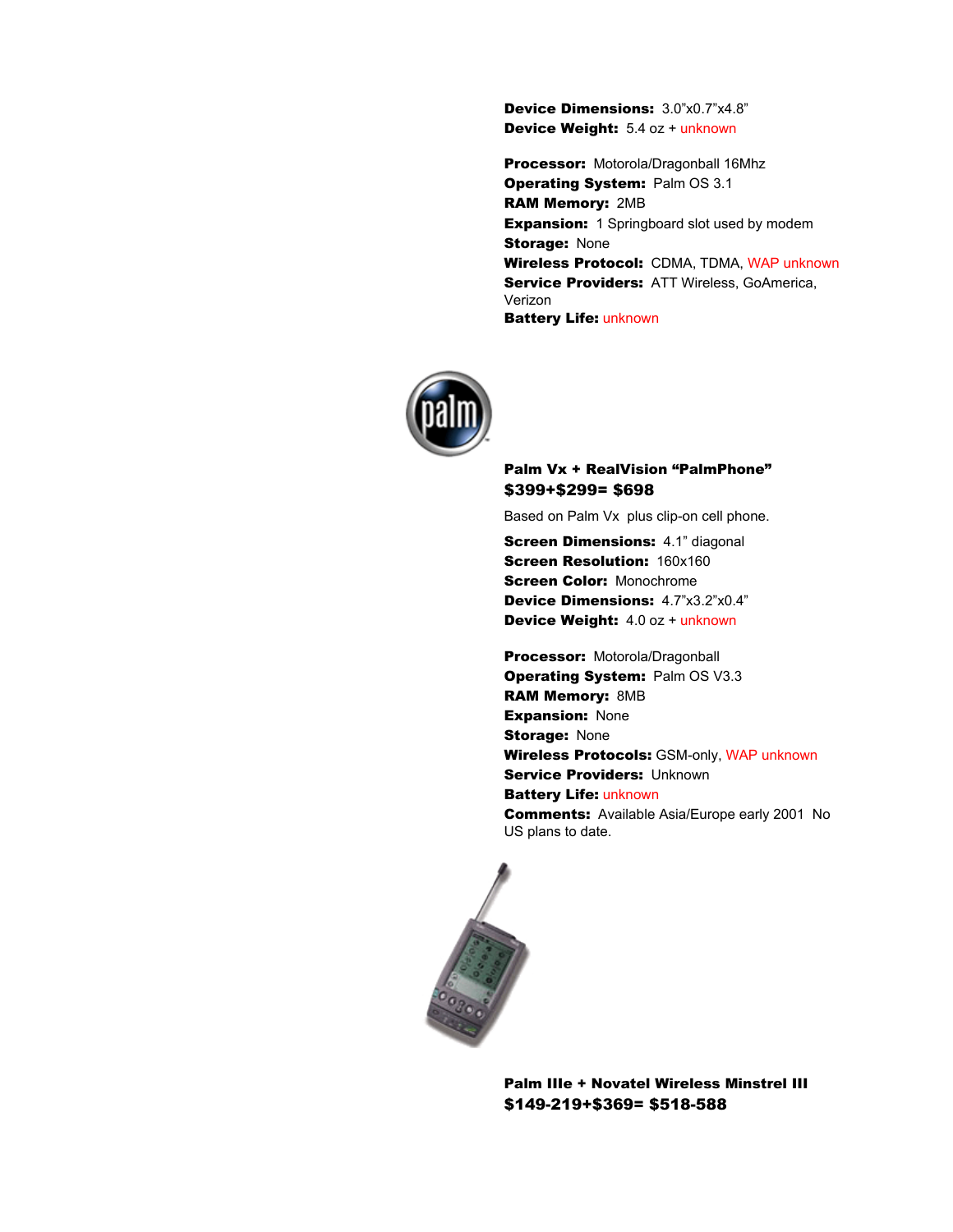**Device Dimensions:** 3.0"x0.7"x4.8"
**Device Weight:** 5.4 oz + unknown

**Processor:** Motorola/Dragonball 16Mhz
**Operating System:** Palm OS 3.1
**RAM Memory:** 2MB
**Expansion:** 1 Springboard slot used by modem
**Storage:** None
**Wireless Protocol:** CDMA, TDMA, WAP unknown
**Service Providers:** ATT Wireless, GoAmerica, Verizon
**Battery Life:** unknown

**Palm Vx + RealVision "PalmPhone"**
**$399+$299= $698**

Based on Palm Vx plus clip-on cell phone.

**Screen Dimensions:** 4.1" diagonal
**Screen Resolution:** 160x160
**Screen Color:** Monochrome
**Device Dimensions:** 4.7"x3.2"x0.4"
**Device Weight:** 4.0 oz + unknown

**Processor:** Motorola/Dragonball
**Operating System:** Palm OS V3.3
**RAM Memory:** 8MB
**Expansion:** None
**Storage:** None
**Wireless Protocols:** GSM-only, WAP unknown
**Service Providers:** Unknown
**Battery Life:** unknown
**Comments:** Available Asia/Europe early 2001 No US plans to date.

**Palm IIIe + Novatel Wireless Minstrel III**
**$149-219+$369= $518-588**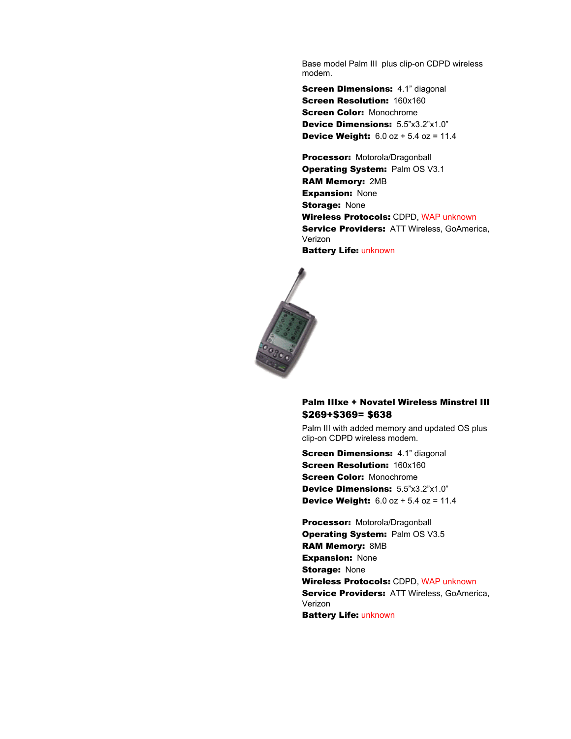Base model Palm III plus clip-on CDPD wireless modem.

**Screen Dimensions:** 4.1” diagonal
**Screen Resolution:** 160x160
**Screen Color:** Monochrome
**Device Dimensions:** 5.5”x3.2”x1.0”
**Device Weight:** 6.0 oz + 5.4 oz = 11.4

**Processor:** Motorola/Dragonball
**Operating System:** Palm OS V3.1
**RAM Memory:** 2MB
**Expansion:** None
**Storage:** None
**Wireless Protocols:** CDPD, WAP unknown
**Service Providers:** ATT Wireless, GoAmerica, Verizon
**Battery Life:** unknown

**Palm IIIxe + Novatel Wireless Minstrel III**
**$269+$369= $638**

Palm III with added memory and updated OS plus clip-on CDPD wireless modem.

**Screen Dimensions:** 4.1” diagonal
**Screen Resolution:** 160x160
**Screen Color:** Monochrome
**Device Dimensions:** 5.5”x3.2”x1.0”
**Device Weight:** 6.0 oz + 5.4 oz = 11.4

**Processor:** Motorola/Dragonball
**Operating System:** Palm OS V3.5
**RAM Memory:** 8MB
**Expansion:** None
**Storage:** None
**Wireless Protocols:** CDPD, WAP unknown
**Service Providers:** ATT Wireless, GoAmerica, Verizon
**Battery Life:** unknown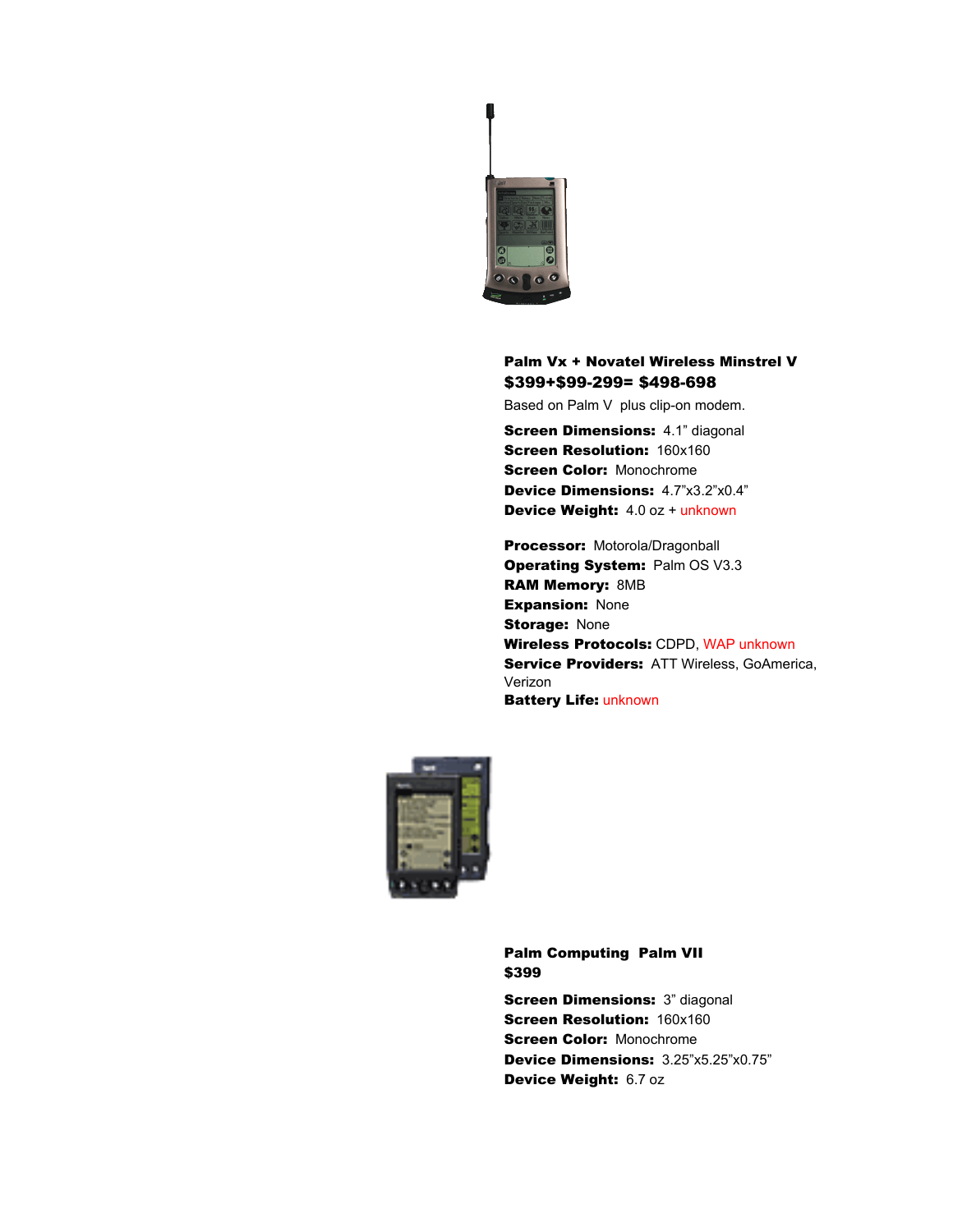**Palm Vx + Novatel Wireless Minstrel V**
**$399+$99-299= $498-698**

Based on Palm V plus clip-on modem.

**Screen Dimensions:** 4.1" diagonal
**Screen Resolution:** 160x160
**Screen Color:** Monochrome
**Device Dimensions:** 4.7"x3.2"x0.4"
**Device Weight:** 4.0 oz + unknown

**Processor:** Motorola/Dragonball
**Operating System:** Palm OS V3.3
**RAM Memory:** 8MB
**Expansion:** None
**Storage:** None
**Wireless Protocols:** CDPD, WAP unknown
**Service Providers:** ATT Wireless, GoAmerica, Verizon
**Battery Life:** unknown

**Palm Computing Palm VII**
**$399**

**Screen Dimensions:** 3" diagonal
**Screen Resolution:** 160x160
**Screen Color:** Monochrome
**Device Dimensions:** 3.25"x5.25"x0.75"
**Device Weight:** 6.7 oz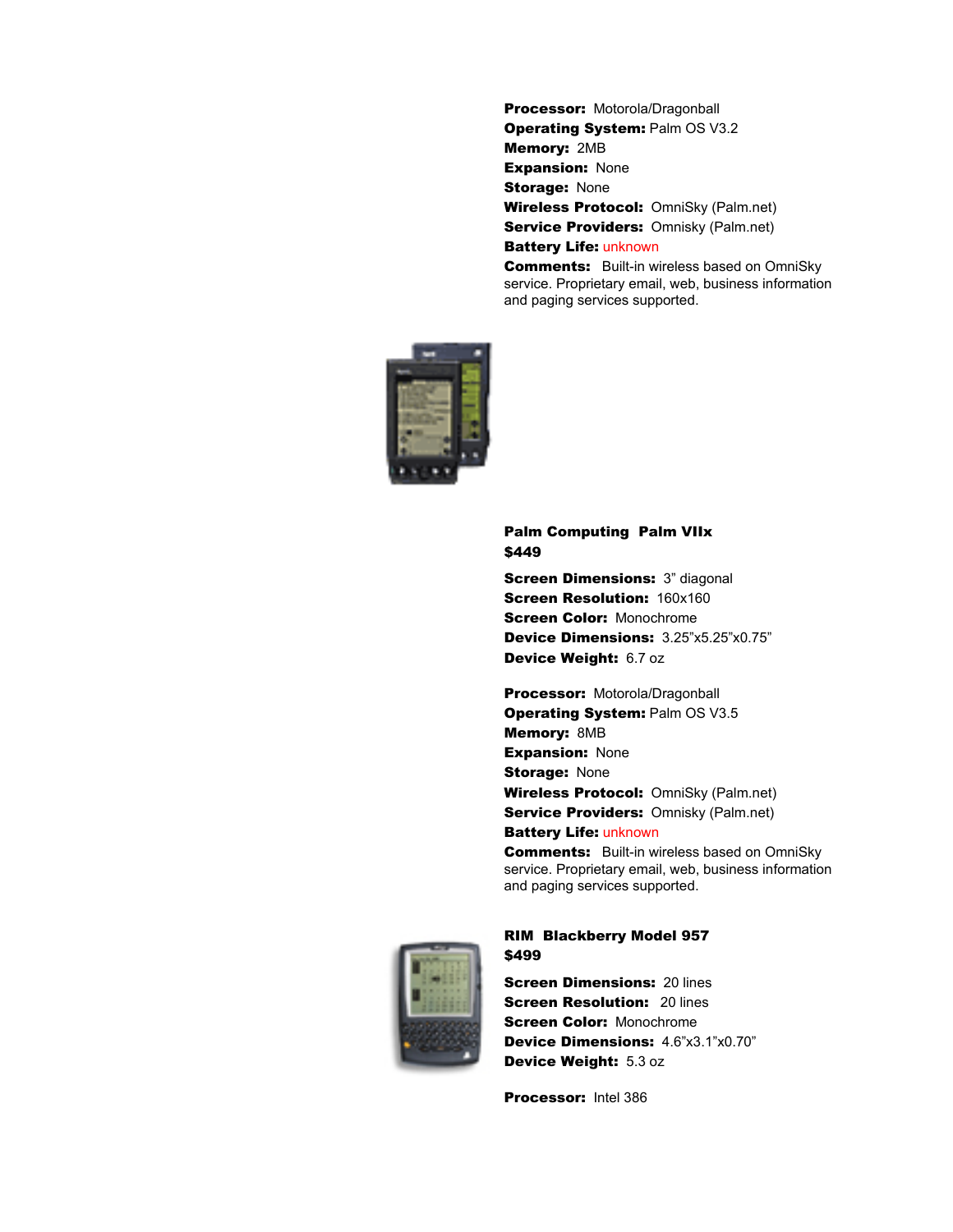**Processor:** Motorola/Dragonball
**Operating System:** Palm OS V3.2
**Memory:** 2MB
**Expansion:** None
**Storage:** None
**Wireless Protocol:** OmniSky (Palm.net)
**Service Providers:** Omnisky (Palm.net)
**Battery Life:** unknown
**Comments:** Built-in wireless based on OmniSky service. Proprietary email, web, business information and paging services supported.

**Palm Computing Palm VIIx**
**$449**

**Screen Dimensions:** 3" diagonal
**Screen Resolution:** 160x160
**Screen Color:** Monochrome
**Device Dimensions:** 3.25"x5.25"x0.75"
**Device Weight:** 6.7 oz

**Processor:** Motorola/Dragonball
**Operating System:** Palm OS V3.5
**Memory:** 8MB
**Expansion:** None
**Storage:** None
**Wireless Protocol:** OmniSky (Palm.net)
**Service Providers:** Omnisky (Palm.net)
**Battery Life:** unknown
**Comments:** Built-in wireless based on OmniSky service. Proprietary email, web, business information and paging services supported.

**RIM Blackberry Model 957**
**$499**

**Screen Dimensions:** 20 lines
**Screen Resolution:** 20 lines
**Screen Color:** Monochrome
**Device Dimensions:** 4.6"x3.1"x0.70"
**Device Weight:** 5.3 oz

**Processor:** Intel 386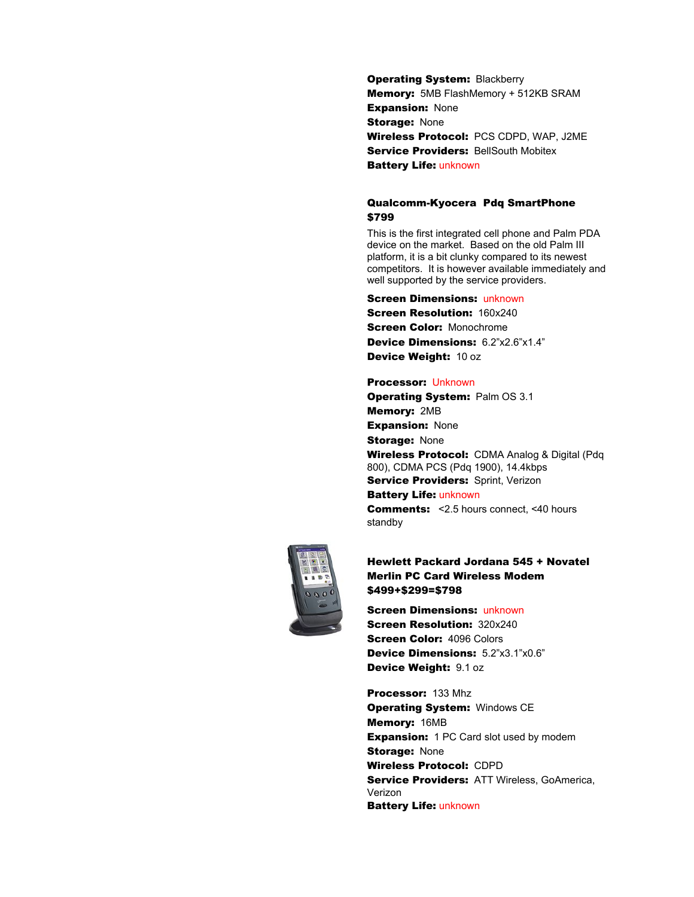**Operating System:** Blackberry
**Memory:** 5MB FlashMemory + 512KB SRAM
**Expansion:** None
**Storage:** None
**Wireless Protocol:** PCS CDPD, WAP, J2ME
**Service Providers:** BellSouth Mobitex
**Battery Life:** unknown

### Qualcomm-Kyocera Pdq SmartPhone
### $799

This is the first integrated cell phone and Palm PDA device on the market. Based on the old Palm III platform, it is a bit clunky compared to its newest competitors. It is however available immediately and well supported by the service providers.

**Screen Dimensions:** unknown
**Screen Resolution:** 160x240
**Screen Color:** Monochrome
**Device Dimensions:** 6.2"x2.6"x1.4"
**Device Weight:** 10 oz

**Processor:** Unknown
**Operating System:** Palm OS 3.1
**Memory:** 2MB
**Expansion:** None
**Storage:** None
**Wireless Protocol:** CDMA Analog & Digital (Pdq 800), CDMA PCS (Pdq 1900), 14.4kbps
**Service Providers:** Sprint, Verizon
**Battery Life:** unknown
**Comments:** <2.5 hours connect, <40 hours standby

### Hewlett Packard Jordana 545 + Novatel Merlin PC Card Wireless Modem
### $499+$299=$798

**Screen Dimensions:** unknown
**Screen Resolution:** 320x240
**Screen Color:** 4096 Colors
**Device Dimensions:** 5.2"x3.1"x0.6"
**Device Weight:** 9.1 oz

**Processor:** 133 Mhz
**Operating System:** Windows CE
**Memory:** 16MB
**Expansion:** 1 PC Card slot used by modem
**Storage:** None
**Wireless Protocol:** CDPD
**Service Providers:** ATT Wireless, GoAmerica, Verizon
**Battery Life:** unknown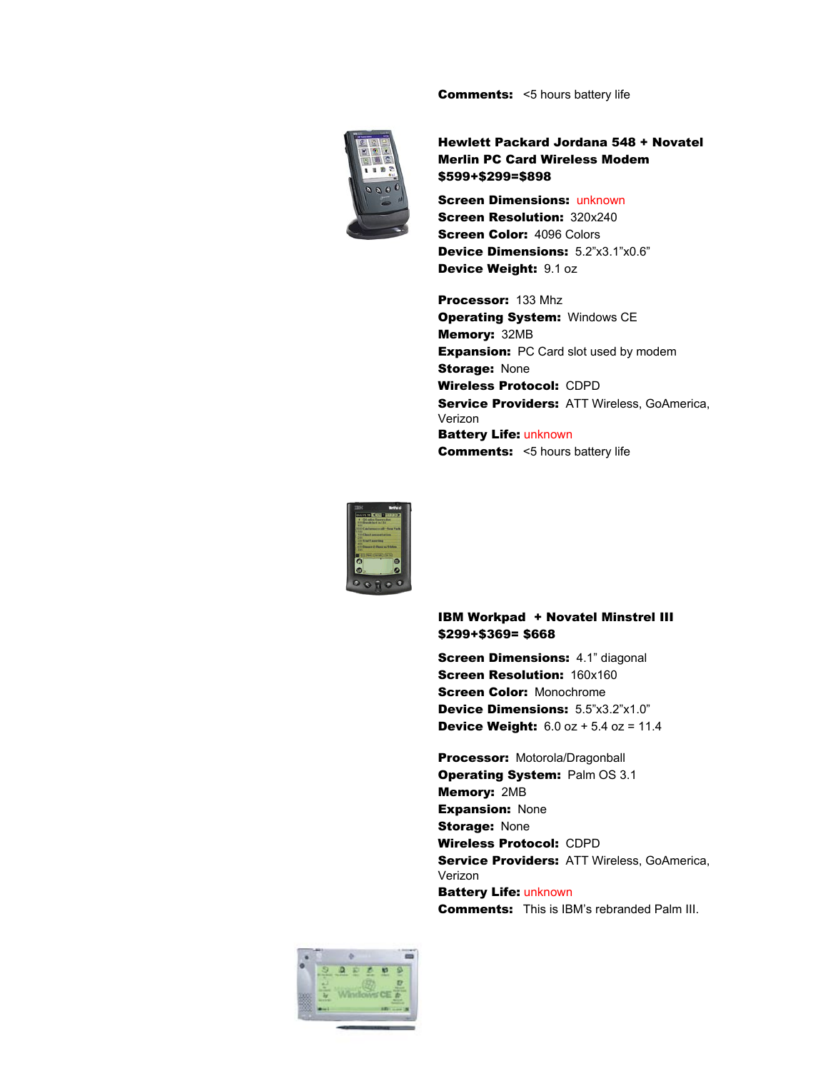**Comments:** <5 hours battery life

**Hewlett Packard Jordana 548 + Novatel Merlin PC Card Wireless Modem $599+$299=$898**

**Screen Dimensions:** unknown
**Screen Resolution:** 320x240
**Screen Color:** 4096 Colors
**Device Dimensions:** 5.2"x3.1"x0.6"
**Device Weight:** 9.1 oz

**Processor:** 133 Mhz
**Operating System:** Windows CE
**Memory:** 32MB
**Expansion:** PC Card slot used by modem
**Storage:** None
**Wireless Protocol:** CDPD
**Service Providers:** ATT Wireless, GoAmerica, Verizon
**Battery Life:** unknown
**Comments:** <5 hours battery life

**IBM Workpad + Novatel Minstrel III $299+$369= $668**

**Screen Dimensions:** 4.1" diagonal
**Screen Resolution:** 160x160
**Screen Color:** Monochrome
**Device Dimensions:** 5.5"x3.2"x1.0"
**Device Weight:** 6.0 oz + 5.4 oz = 11.4

**Processor:** Motorola/Dragonball
**Operating System:** Palm OS 3.1
**Memory:** 2MB
**Expansion:** None
**Storage:** None
**Wireless Protocol:** CDPD
**Service Providers:** ATT Wireless, GoAmerica, Verizon
**Battery Life:** unknown
**Comments:** This is IBM's rebranded Palm III.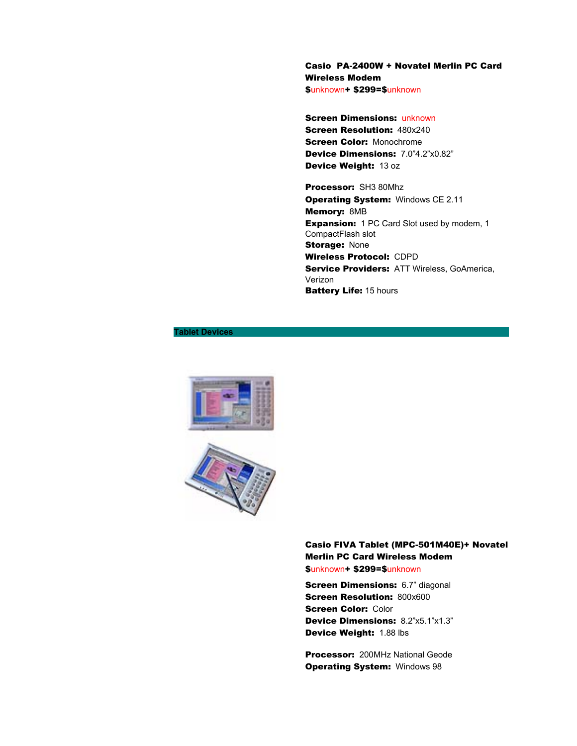**Casio PA-2400W + Novatel Merlin PC Card Wireless Modem**
**$**unknown**+ $299=$**unknown

**Screen Dimensions:** unknown
**Screen Resolution:** 480x240
**Screen Color:** Monochrome
**Device Dimensions:** 7.0"4.2"x0.82"
**Device Weight:** 13 oz

**Processor:** SH3 80Mhz
**Operating System:** Windows CE 2.11
**Memory:** 8MB
**Expansion:** 1 PC Card Slot used by modem, 1 CompactFlash slot
**Storage:** None
**Wireless Protocol:** CDPD
**Service Providers:** ATT Wireless, GoAmerica, Verizon
**Battery Life:** 15 hours

## Tablet Devices

**Casio FIVA Tablet (MPC-501M40E)+ Novatel Merlin PC Card Wireless Modem**
**$**unknown**+ $299=$**unknown

**Screen Dimensions:** 6.7" diagonal
**Screen Resolution:** 800x600
**Screen Color:** Color
**Device Dimensions:** 8.2"x5.1"x1.3"
**Device Weight:** 1.88 lbs

**Processor:** 200MHz National Geode
**Operating System:** Windows 98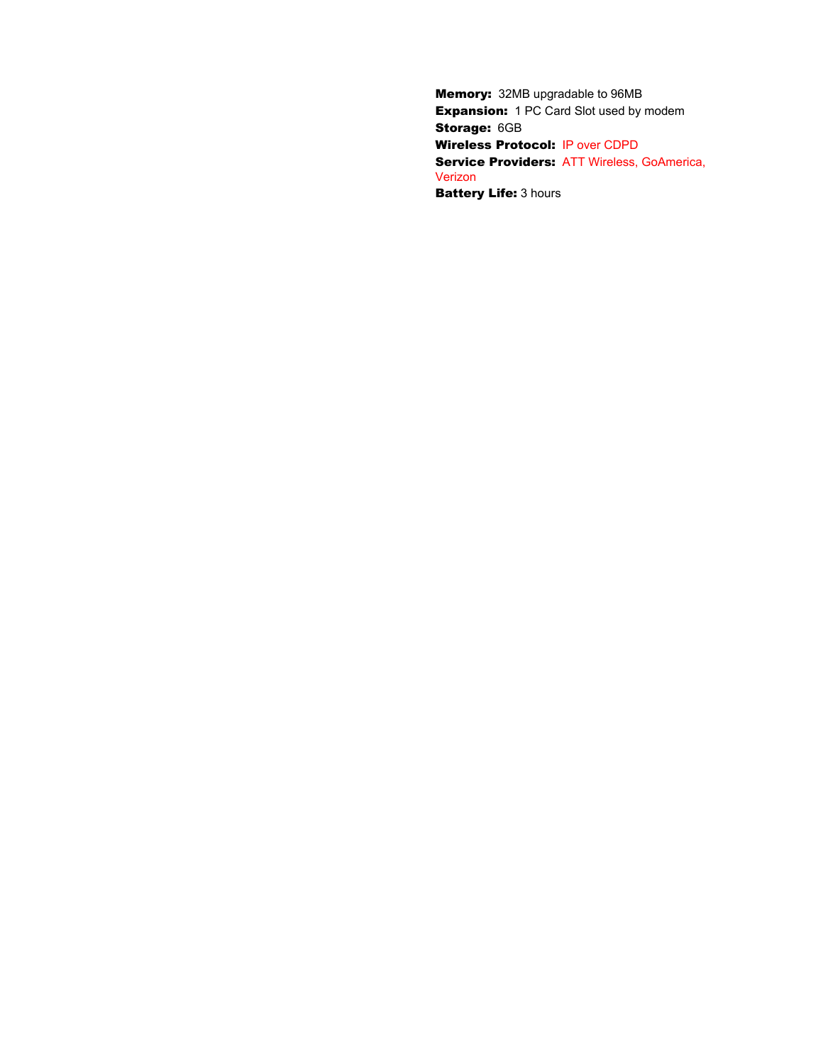**Memory:** 32MB upgradable to 96MB
**Expansion:** 1 PC Card Slot used by modem
**Storage:** 6GB
**Wireless Protocol:** IP over CDPD
**Service Providers:** ATT Wireless, GoAmerica, Verizon
**Battery Life:** 3 hours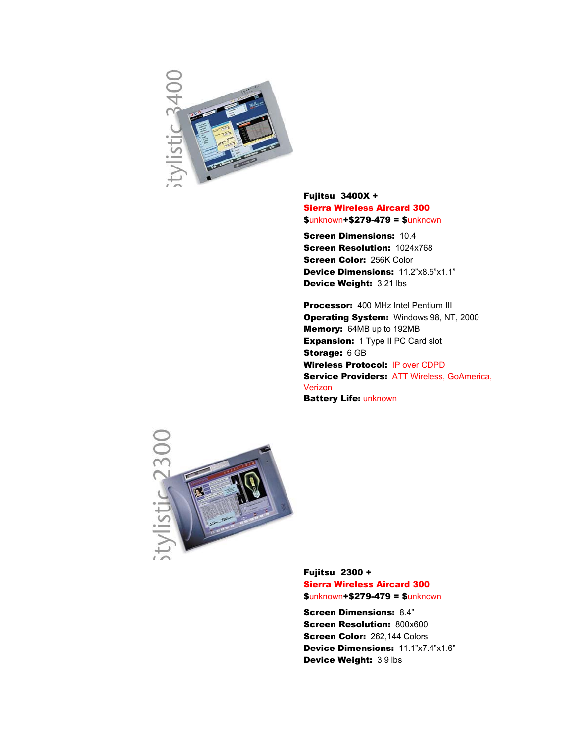**Fujitsu 3400X +**
**Sierra Wireless Aircard 300**
**$**unknown**+$279-479 = $**unknown

**Screen Dimensions:** 10.4
**Screen Resolution:** 1024x768
**Screen Color:** 256K Color
**Device Dimensions:** 11.2"x8.5"x1.1"
**Device Weight:** 3.21 lbs

**Processor:** 400 MHz Intel Pentium III
**Operating System:** Windows 98, NT, 2000
**Memory:** 64MB up to 192MB
**Expansion:** 1 Type II PC Card slot
**Storage:** 6 GB
**Wireless Protocol:** IP over CDPD
**Service Providers:** ATT Wireless, GoAmerica, Verizon
**Battery Life:** unknown

**Fujitsu 2300 +**
**Sierra Wireless Aircard 300**
**$**unknown**+$279-479 = $**unknown

**Screen Dimensions:** 8.4"
**Screen Resolution:** 800x600
**Screen Color:** 262,144 Colors
**Device Dimensions:** 11.1"x7.4"x1.6"
**Device Weight:** 3.9 lbs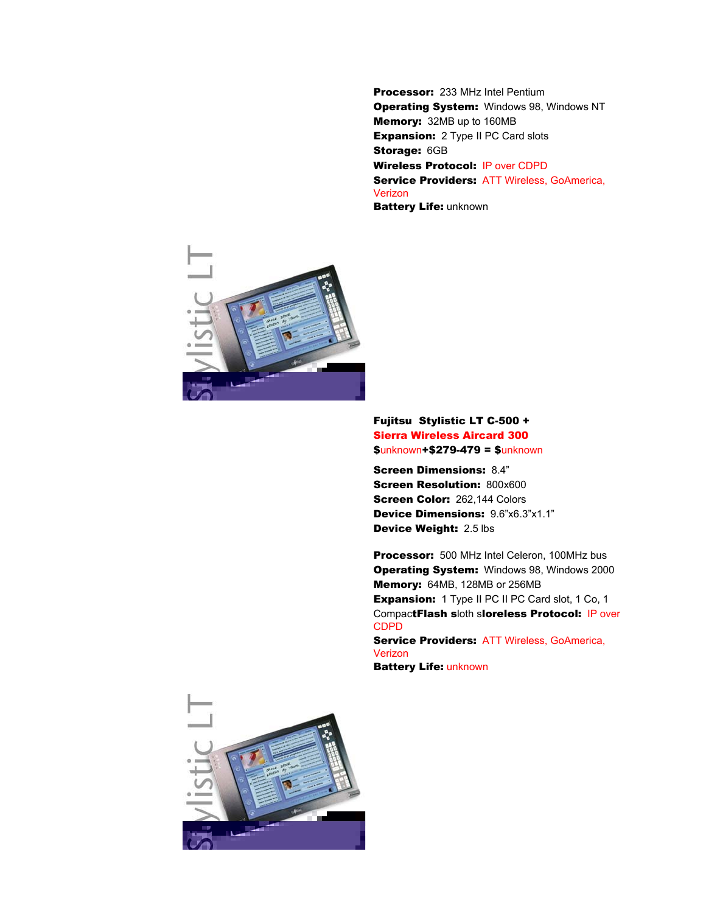**Processor:** 233 MHz Intel Pentium
**Operating System:** Windows 98, Windows NT
**Memory:** 32MB up to 160MB
**Expansion:** 2 Type II PC Card slots
**Storage:** 6GB
**Wireless Protocol:** IP over CDPD
**Service Providers:** ATT Wireless, GoAmerica, Verizon
**Battery Life:** unknown

**Fujitsu Stylistic LT C-500 +**
**Sierra Wireless Aircard 300**
**$**unknown**+$279-479 = $**unknown

**Screen Dimensions:** 8.4"
**Screen Resolution:** 800x600
**Screen Color:** 262,144 Colors
**Device Dimensions:** 9.6"x6.3"x1.1"
**Device Weight:** 2.5 lbs

**Processor:** 500 MHz Intel Celeron, 100MHz bus
**Operating System:** Windows 98, Windows 2000
**Memory:** 64MB, 128MB or 256MB
**Expansion:** 1 Type II PC II PC Card slot, 1 Co, 1 Compact**Flash s**loth s**loreless Protocol:** IP over CDPD
**Service Providers:** ATT Wireless, GoAmerica, Verizon
**Battery Life:** unknown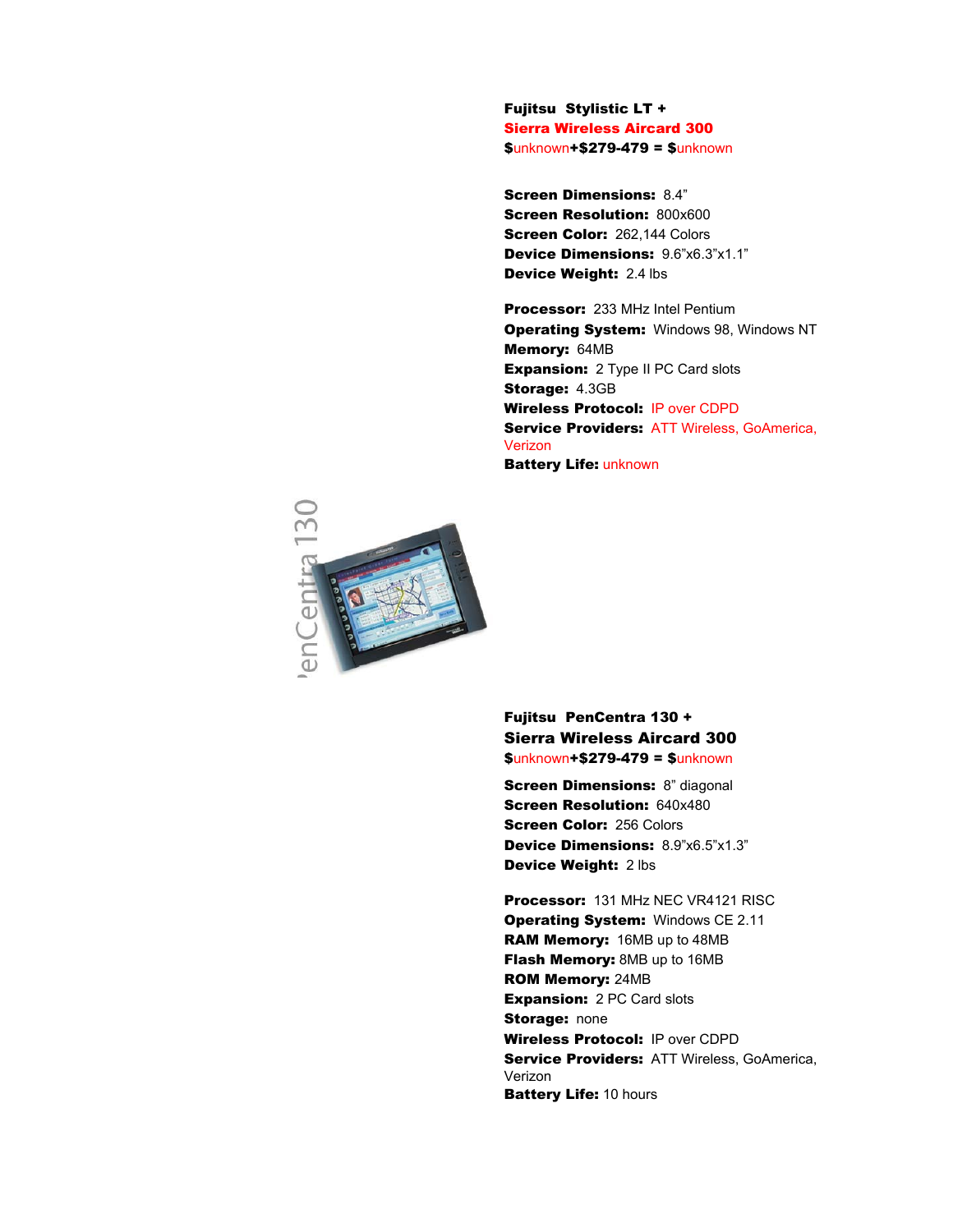**Fujitsu Stylistic LT +**
**Sierra Wireless Aircard 300**
**$unknown+$279-479 = $unknown**

**Screen Dimensions:** 8.4”
**Screen Resolution:** 800x600
**Screen Color:** 262,144 Colors
**Device Dimensions:** 9.6”x6.3”x1.1”
**Device Weight:** 2.4 lbs

**Processor:** 233 MHz Intel Pentium
**Operating System:** Windows 98, Windows NT
**Memory:** 64MB
**Expansion:** 2 Type II PC Card slots
**Storage:** 4.3GB
**Wireless Protocol:** IP over CDPD
**Service Providers:** ATT Wireless, GoAmerica, Verizon
**Battery Life:** unknown

**Fujitsu PenCentra 130 +**
**Sierra Wireless Aircard 300**
**$unknown+$279-479 = $unknown**

**Screen Dimensions:** 8” diagonal
**Screen Resolution:** 640x480
**Screen Color:** 256 Colors
**Device Dimensions:** 8.9”x6.5”x1.3”
**Device Weight:** 2 lbs

**Processor:** 131 MHz NEC VR4121 RISC
**Operating System:** Windows CE 2.11
**RAM Memory:** 16MB up to 48MB
**Flash Memory:** 8MB up to 16MB
**ROM Memory:** 24MB
**Expansion:** 2 PC Card slots
**Storage:** none
**Wireless Protocol:** IP over CDPD
**Service Providers:** ATT Wireless, GoAmerica, Verizon
**Battery Life:** 10 hours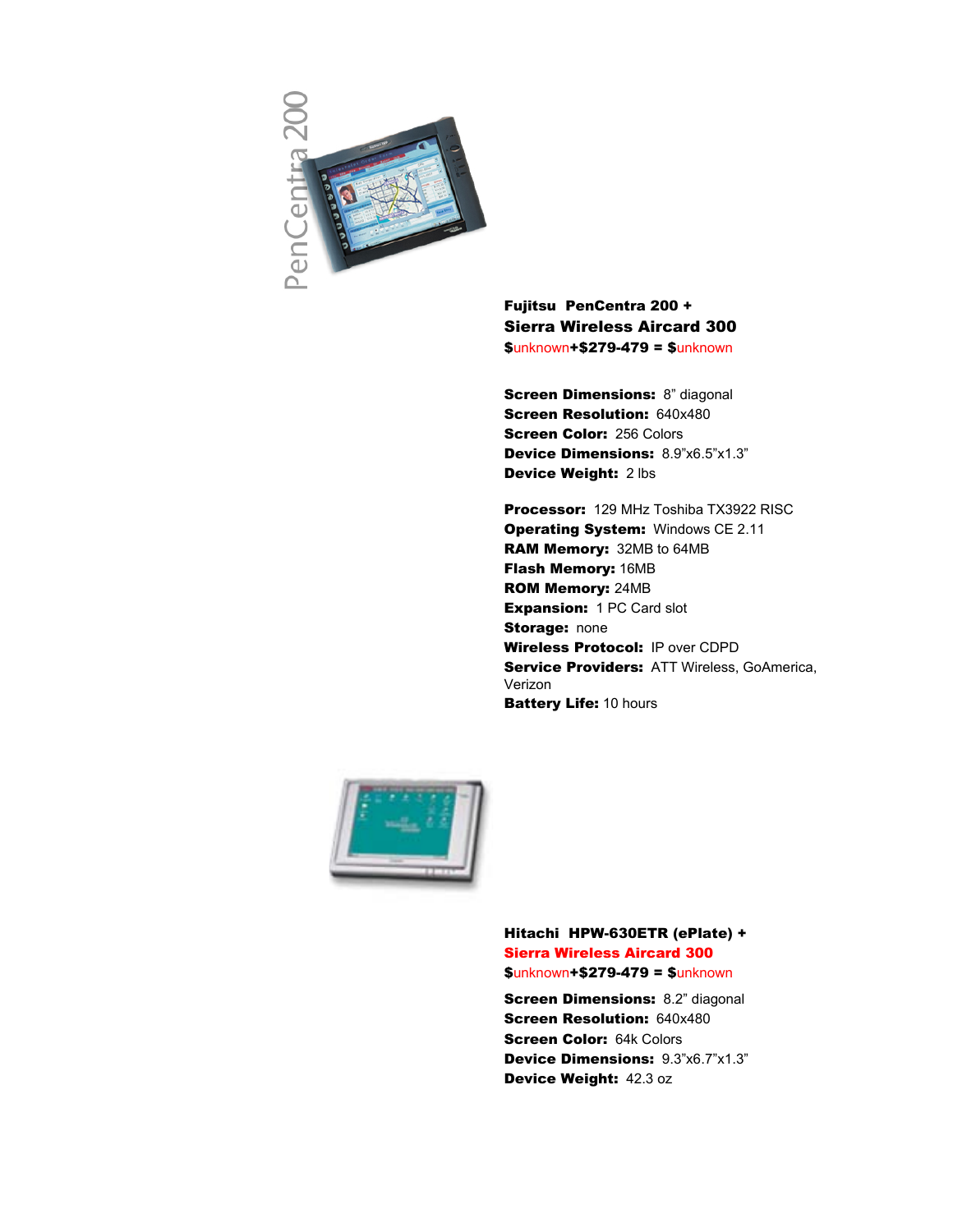**Fujitsu PenCentra 200 +**
**Sierra Wireless Aircard 300**
**$**unknown**+$279-479 = $**unknown

**Screen Dimensions:** 8" diagonal
**Screen Resolution:** 640x480
**Screen Color:** 256 Colors
**Device Dimensions:** 8.9"x6.5"x1.3"
**Device Weight:** 2 lbs

**Processor:** 129 MHz Toshiba TX3922 RISC
**Operating System:** Windows CE 2.11
**RAM Memory:** 32MB to 64MB
**Flash Memory:** 16MB
**ROM Memory:** 24MB
**Expansion:** 1 PC Card slot
**Storage:** none
**Wireless Protocol:** IP over CDPD
**Service Providers:** ATT Wireless, GoAmerica, Verizon
**Battery Life:** 10 hours

**Hitachi HPW-630ETR (ePlate) +**
**Sierra Wireless Aircard 300**
**$**unknown**+$279-479 = $**unknown

**Screen Dimensions:** 8.2" diagonal
**Screen Resolution:** 640x480
**Screen Color:** 64k Colors
**Device Dimensions:** 9.3"x6.7"x1.3"
**Device Weight:** 42.3 oz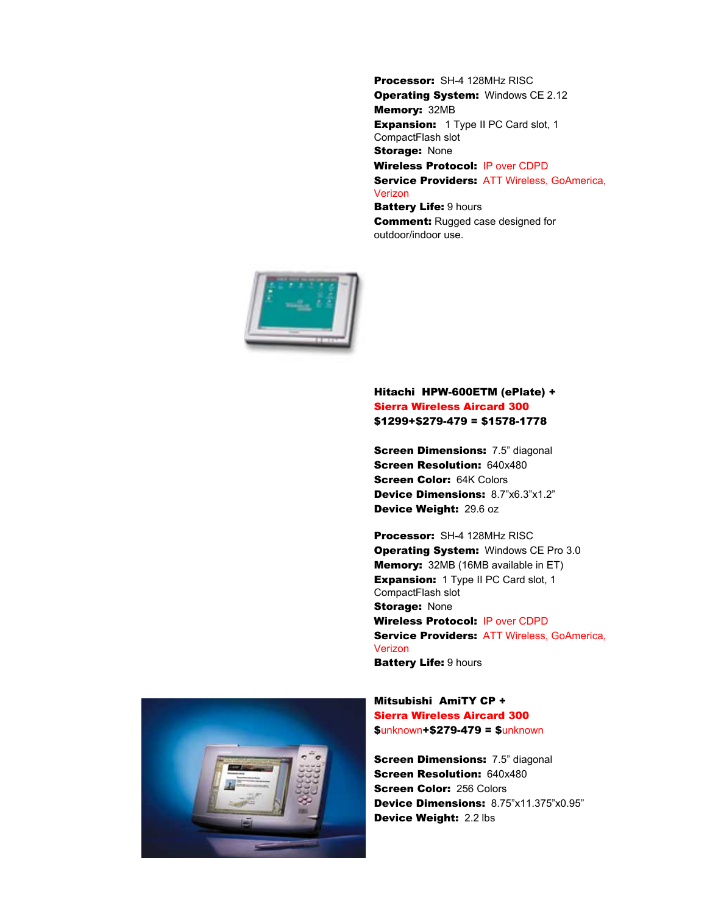**Processor:** SH-4 128MHz RISC
**Operating System:** Windows CE 2.12
**Memory:** 32MB
**Expansion:** 1 Type II PC Card slot, 1 CompactFlash slot
**Storage:** None
**Wireless Protocol:** IP over CDPD
**Service Providers:** ATT Wireless, GoAmerica, Verizon
**Battery Life:** 9 hours
**Comment:** Rugged case designed for outdoor/indoor use.

**Hitachi HPW-600ETM (ePlate) +**
**Sierra Wireless Aircard 300**
**$1299+$279-479 = $1578-1778**

**Screen Dimensions:** 7.5" diagonal
**Screen Resolution:** 640x480
**Screen Color:** 64K Colors
**Device Dimensions:** 8.7"x6.3"x1.2"
**Device Weight:** 29.6 oz

**Processor:** SH-4 128MHz RISC
**Operating System:** Windows CE Pro 3.0
**Memory:** 32MB (16MB available in ET)
**Expansion:** 1 Type II PC Card slot, 1 CompactFlash slot
**Storage:** None
**Wireless Protocol:** IP over CDPD
**Service Providers:** ATT Wireless, GoAmerica, Verizon
**Battery Life:** 9 hours

**Mitsubishi AmiTY CP +**
**Sierra Wireless Aircard 300**
**$**unknown**+$279-479 = $**unknown

**Screen Dimensions:** 7.5" diagonal
**Screen Resolution:** 640x480
**Screen Color:** 256 Colors
**Device Dimensions:** 8.75"x11.375"x0.95"
**Device Weight:** 2.2 lbs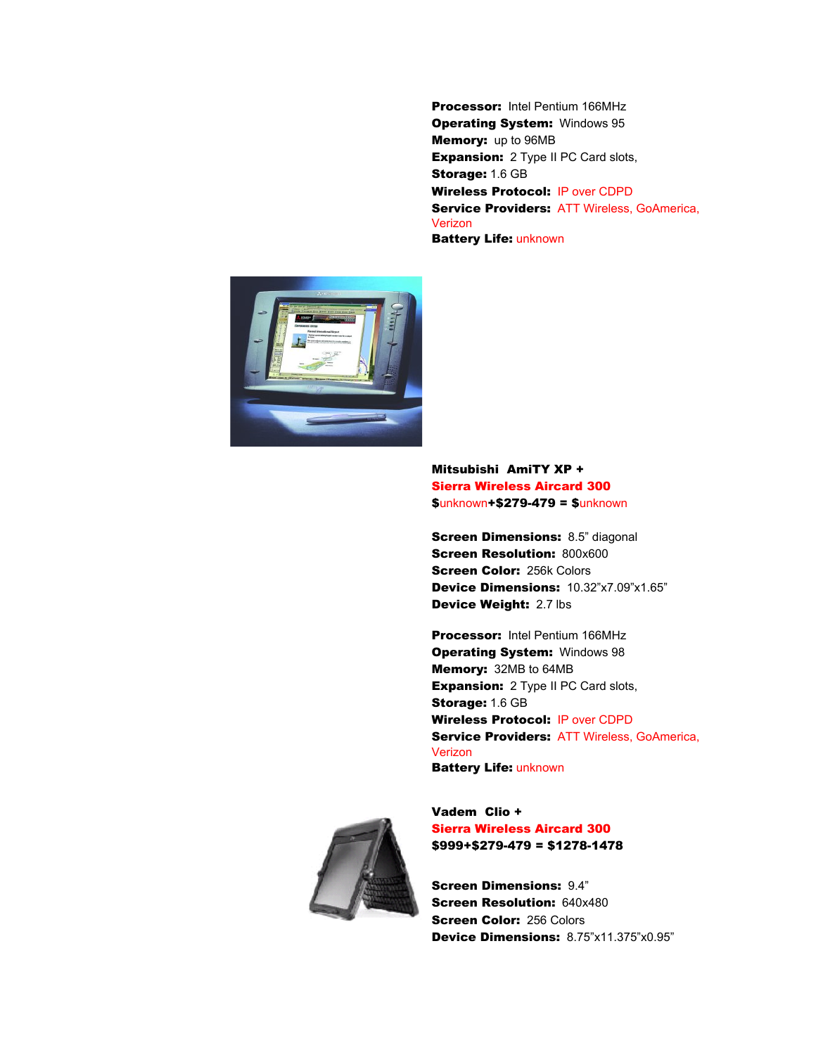**Processor:** Intel Pentium 166MHz
**Operating System:** Windows 95
**Memory:** up to 96MB
**Expansion:** 2 Type II PC Card slots,
**Storage:** 1.6 GB
**Wireless Protocol:** IP over CDPD
**Service Providers:** ATT Wireless, GoAmerica, Verizon
**Battery Life:** unknown

**Mitsubishi AmiTY XP +**
**Sierra Wireless Aircard 300**
**$unknown+$279-479 = $unknown**

**Screen Dimensions:** 8.5" diagonal
**Screen Resolution:** 800x600
**Screen Color:** 256k Colors
**Device Dimensions:** 10.32"x7.09"x1.65"
**Device Weight:** 2.7 lbs

**Processor:** Intel Pentium 166MHz
**Operating System:** Windows 98
**Memory:** 32MB to 64MB
**Expansion:** 2 Type II PC Card slots,
**Storage:** 1.6 GB
**Wireless Protocol:** IP over CDPD
**Service Providers:** ATT Wireless, GoAmerica, Verizon
**Battery Life:** unknown

**Vadem Clio +**
**Sierra Wireless Aircard 300**
**$999+$279-479 = $1278-1478**

**Screen Dimensions:** 9.4"
**Screen Resolution:** 640x480
**Screen Color:** 256 Colors
**Device Dimensions:** 8.75"x11.375"x0.95"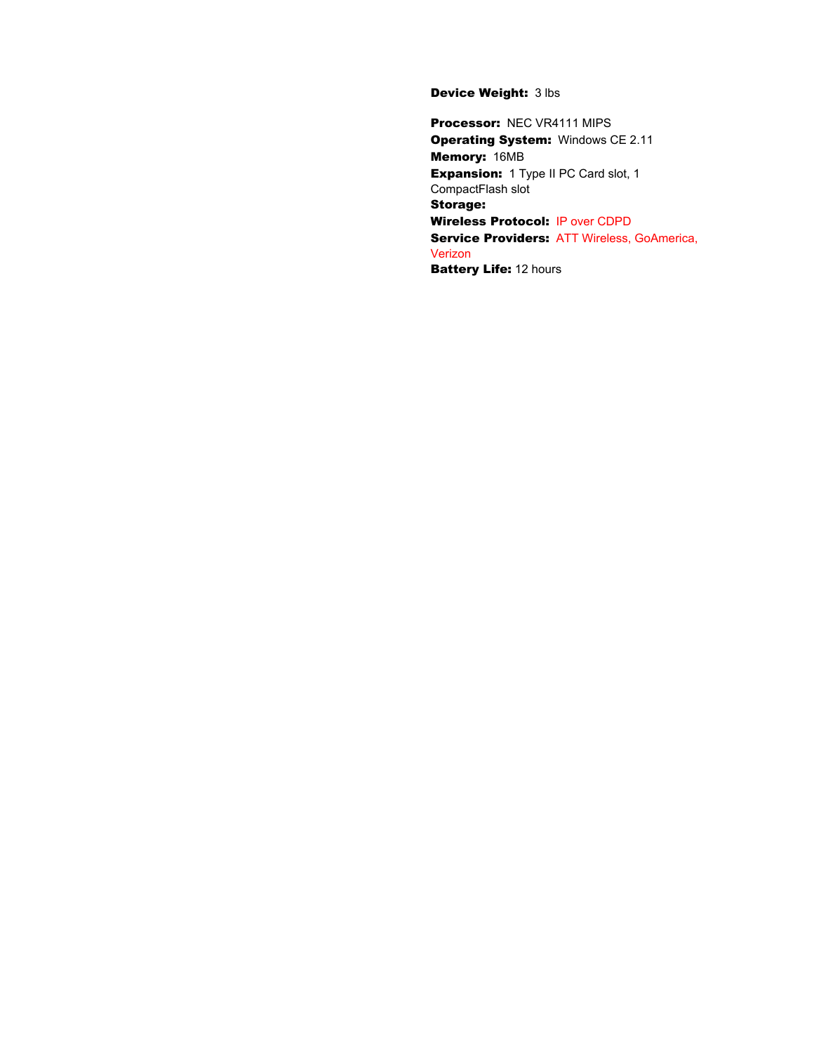**Device Weight:** 3 lbs

**Processor:** NEC VR4111 MIPS
**Operating System:** Windows CE 2.11
**Memory:** 16MB
**Expansion:** 1 Type II PC Card slot, 1 CompactFlash slot
**Storage:**
**Wireless Protocol:** IP over CDPD
**Service Providers:** ATT Wireless, GoAmerica, Verizon
**Battery Life:** 12 hours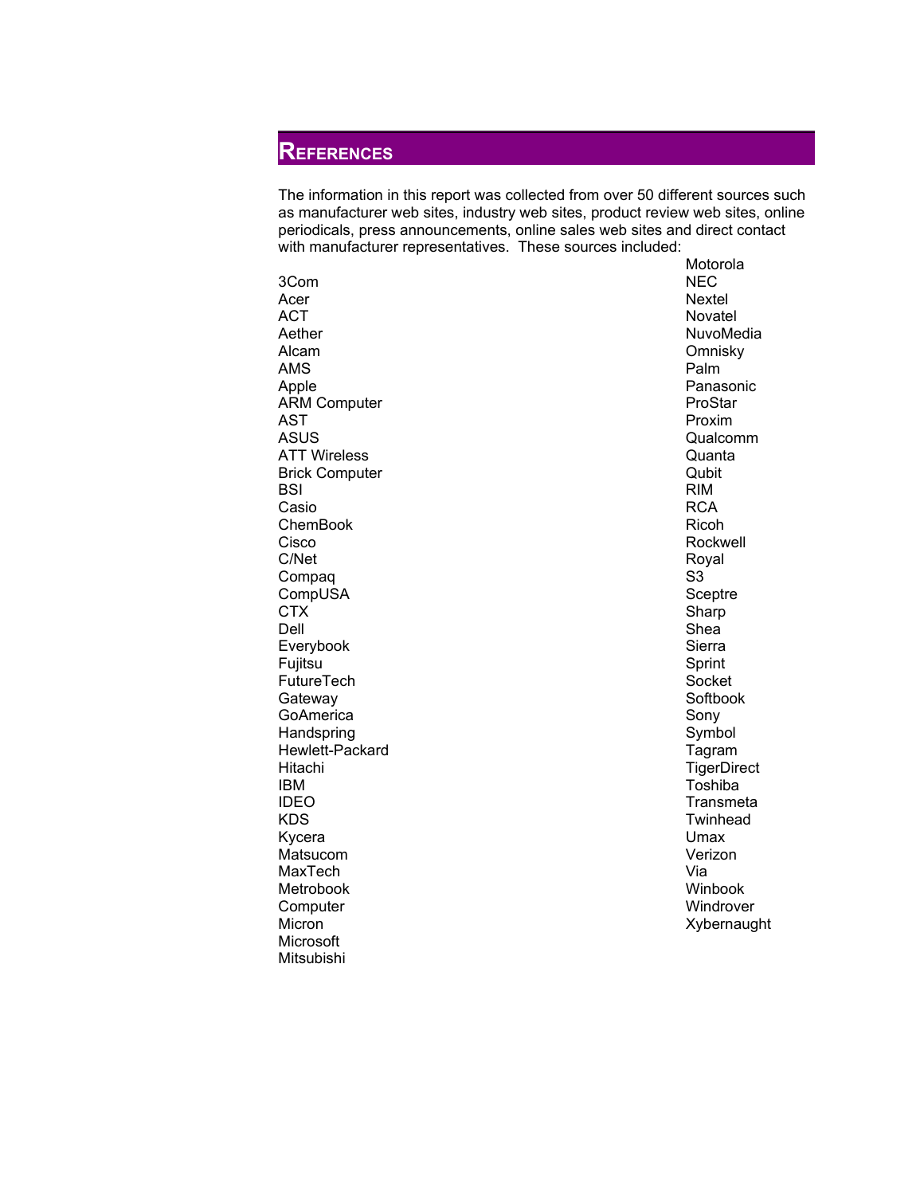## References

The information in this report was collected from over 50 different sources such as manufacturer web sites, industry web sites, product review web sites, online periodicals, press announcements, online sales web sites and direct contact with manufacturer representatives. These sources included:

3Com
Acer
ACT
Aether
Alcam
AMS
Apple
ARM Computer
AST
ASUS
ATT Wireless
Brick Computer
BSI
Casio
ChemBook
Cisco
C/Net
Compaq
CompUSA
CTX
Dell
Everybook
Fujitsu
FutureTech
Gateway
GoAmerica
Handspring
Hewlett-Packard
Hitachi
IBM
IDEO
KDS
Kycera
Matsucom
MaxTech
Metrobook
Computer
Micron
Microsoft
Mitsubishi
Motorola
NEC
Nextel
Novatel
NuvoMedia
Omnisky
Palm
Panasonic
ProStar
Proxim
Qualcomm
Quanta
Qubit
RIM
RCA
Ricoh
Rockwell
Royal
S3
Sceptre
Sharp
Shea
Sierra
Sprint
Socket
Softbook
Sony
Symbol
Tagram
TigerDirect
Toshiba
Transmeta
Twinhead
Umax
Verizon
Via
Winbook
Windrover
Xybernaught